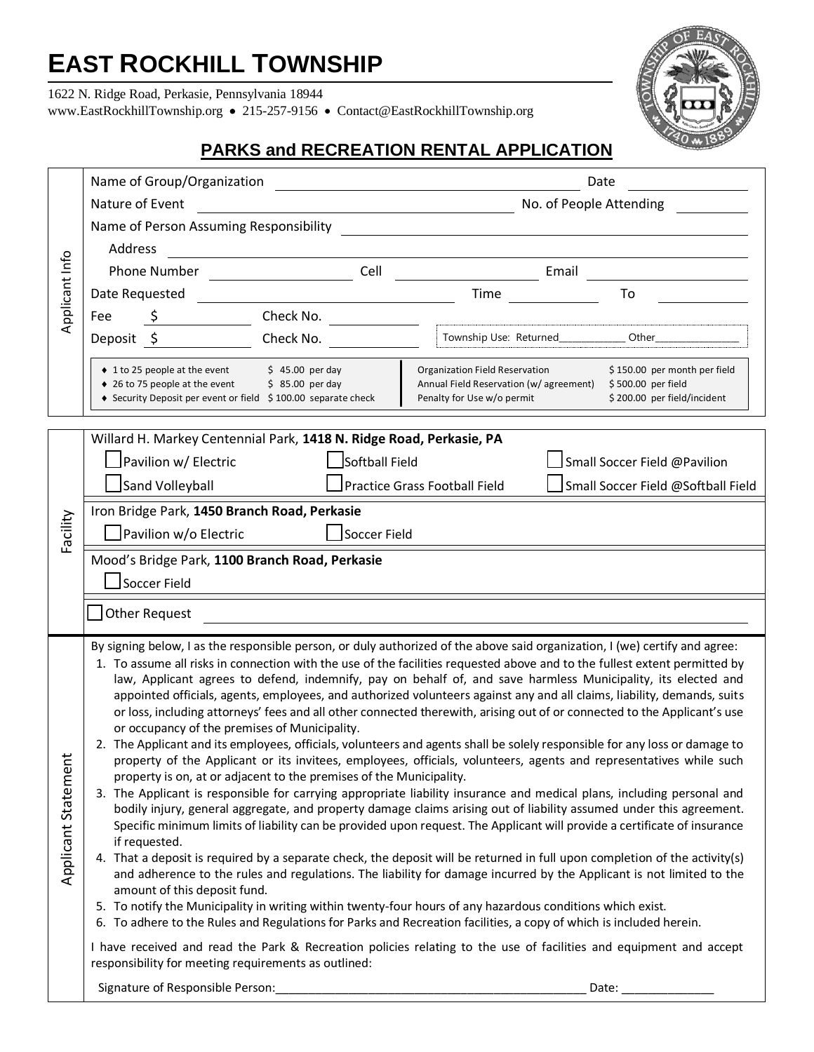# EAST ROCKHILL TOWNSHIP

1622 N. Ridge Road, Perkasie, Pennsylvania 18944
www.EastRockhillTownship.org • 215-257-9156 • Contact@EastRockhillTownship.org

## PARKS and RECREATION RENTAL APPLICATION

### Applicant Info

Name of Group/Organization ______________________ Date __________

Nature of Event ______________________ No. of People Attending __________

Name of Person Assuming Responsibility ______________________

Address ______________________

Phone Number __________ Cell __________ Email __________

Date Requested __________ Time __________ To __________

Fee $ __________ Check No. __________

Deposit $ __________ Check No. __________ Township Use: Returned__________ Other__________

| | | | |
|---|---|---|---|
| ♦ 1 to 25 people at the event | $ 45.00 per day | Organization Field Reservation | $ 150.00 per month per field |
| ♦ 26 to 75 people at the event | $ 85.00 per day | Annual Field Reservation (w/ agreement) | $ 500.00 per field |
| ♦ Security Deposit per event or field | $ 100.00 separate check | Penalty for Use w/o permit | $ 200.00 per field/incident |

### Facility

Willard H. Markey Centennial Park, **1418 N. Ridge Road, Perkasie, PA**

- ☐ Pavilion w/ Electric
- ☐ Softball Field
- ☐ Small Soccer Field @Pavilion
- ☐ Sand Volleyball
- ☐ Practice Grass Football Field
- ☐ Small Soccer Field @Softball Field

Iron Bridge Park, **1450 Branch Road, Perkasie**

- ☐ Pavilion w/o Electric
- ☐ Soccer Field

Mood's Bridge Park, **1100 Branch Road, Perkasie**

- ☐ Soccer Field

☐ Other Request ______________________

### Applicant Statement

By signing below, I as the responsible person, or duly authorized of the above said organization, I (we) certify and agree:

1. To assume all risks in connection with the use of the facilities requested above and to the fullest extent permitted by law, Applicant agrees to defend, indemnify, pay on behalf of, and save harmless Municipality, its elected and appointed officials, agents, employees, and authorized volunteers against any and all claims, liability, demands, suits or loss, including attorneys' fees and all other connected therewith, arising out of or connected to the Applicant's use or occupancy of the premises of Municipality.
2. The Applicant and its employees, officials, volunteers and agents shall be solely responsible for any loss or damage to property of the Applicant or its invitees, employees, officials, volunteers, agents and representatives while such property is on, at or adjacent to the premises of the Municipality.
3. The Applicant is responsible for carrying appropriate liability insurance and medical plans, including personal and bodily injury, general aggregate, and property damage claims arising out of liability assumed under this agreement. Specific minimum limits of liability can be provided upon request. The Applicant will provide a certificate of insurance if requested.
4. That a deposit is required by a separate check, the deposit will be returned in full upon completion of the activity(s) and adherence to the rules and regulations. The liability for damage incurred by the Applicant is not limited to the amount of this deposit fund.
5. To notify the Municipality in writing within twenty-four hours of any hazardous conditions which exist.
6. To adhere to the Rules and Regulations for Parks and Recreation facilities, a copy of which is included herein.

I have received and read the Park & Recreation policies relating to the use of facilities and equipment and accept responsibility for meeting requirements as outlined:

Signature of Responsible Person:______________________________ Date: ______________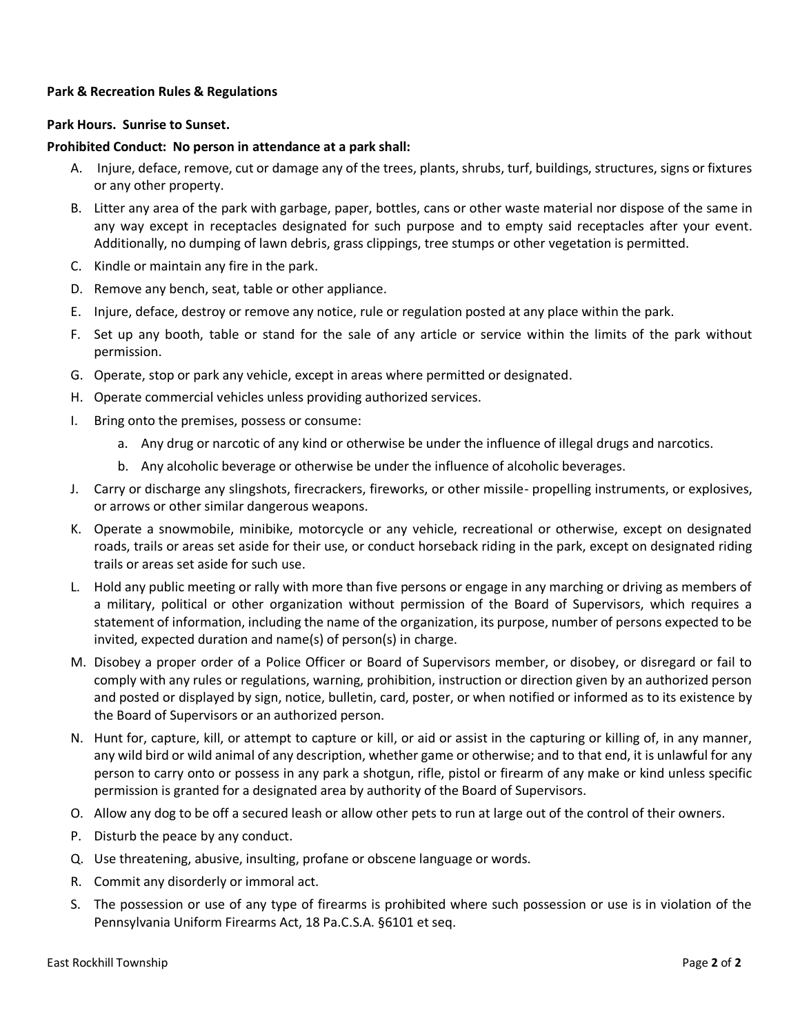**Park & Recreation Rules & Regulations**

**Park Hours. Sunrise to Sunset.**

**Prohibited Conduct: No person in attendance at a park shall:**

A. Injure, deface, remove, cut or damage any of the trees, plants, shrubs, turf, buildings, structures, signs or fixtures or any other property.

B. Litter any area of the park with garbage, paper, bottles, cans or other waste material nor dispose of the same in any way except in receptacles designated for such purpose and to empty said receptacles after your event. Additionally, no dumping of lawn debris, grass clippings, tree stumps or other vegetation is permitted.

C. Kindle or maintain any fire in the park.

D. Remove any bench, seat, table or other appliance.

E. Injure, deface, destroy or remove any notice, rule or regulation posted at any place within the park.

F. Set up any booth, table or stand for the sale of any article or service within the limits of the park without permission.

G. Operate, stop or park any vehicle, except in areas where permitted or designated.

H. Operate commercial vehicles unless providing authorized services.

I. Bring onto the premises, possess or consume:

   a. Any drug or narcotic of any kind or otherwise be under the influence of illegal drugs and narcotics.

   b. Any alcoholic beverage or otherwise be under the influence of alcoholic beverages.

J. Carry or discharge any slingshots, firecrackers, fireworks, or other missile- propelling instruments, or explosives, or arrows or other similar dangerous weapons.

K. Operate a snowmobile, minibike, motorcycle or any vehicle, recreational or otherwise, except on designated roads, trails or areas set aside for their use, or conduct horseback riding in the park, except on designated riding trails or areas set aside for such use.

L. Hold any public meeting or rally with more than five persons or engage in any marching or driving as members of a military, political or other organization without permission of the Board of Supervisors, which requires a statement of information, including the name of the organization, its purpose, number of persons expected to be invited, expected duration and name(s) of person(s) in charge.

M. Disobey a proper order of a Police Officer or Board of Supervisors member, or disobey, or disregard or fail to comply with any rules or regulations, warning, prohibition, instruction or direction given by an authorized person and posted or displayed by sign, notice, bulletin, card, poster, or when notified or informed as to its existence by the Board of Supervisors or an authorized person.

N. Hunt for, capture, kill, or attempt to capture or kill, or aid or assist in the capturing or killing of, in any manner, any wild bird or wild animal of any description, whether game or otherwise; and to that end, it is unlawful for any person to carry onto or possess in any park a shotgun, rifle, pistol or firearm of any make or kind unless specific permission is granted for a designated area by authority of the Board of Supervisors.

O. Allow any dog to be off a secured leash or allow other pets to run at large out of the control of their owners.

P. Disturb the peace by any conduct.

Q. Use threatening, abusive, insulting, profane or obscene language or words.

R. Commit any disorderly or immoral act.

S. The possession or use of any type of firearms is prohibited where such possession or use is in violation of the Pennsylvania Uniform Firearms Act, 18 Pa.C.S.A. §6101 et seq.